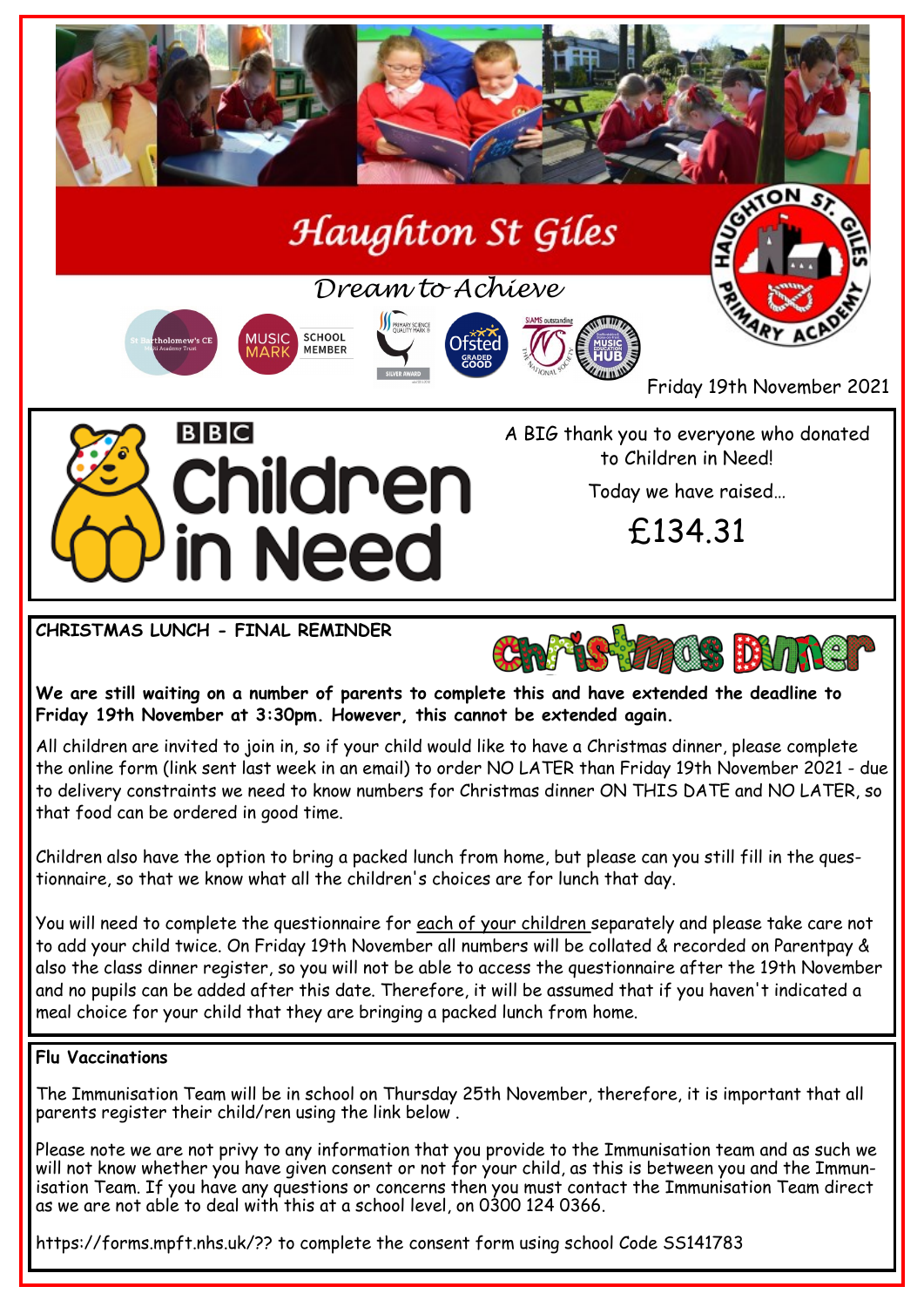# Haughton St Giles

*Dream to Achieve*

Friday 19th November 2021

## BBC Children in Need

A BIG thank you to everyone who donated to Children in Need!

Today we have raised…

£134.31

## CHRISTMAS LUNCH - FINAL REMINDER

**Christmas Dinner**

**We are still waiting on a number of parents to complete this and have extended the deadline to Friday 19th November at 3:30pm. However, this cannot be extended again.**

All children are invited to join in, so if your child would like to have a Christmas dinner, please complete the online form (link sent last week in an email) to order NO LATER than Friday 19th November 2021 - due to delivery constraints we need to know numbers for Christmas dinner ON THIS DATE and NO LATER, so that food can be ordered in good time.

Children also have the option to bring a packed lunch from home, but please can you still fill in the questionnaire, so that we know what all the children's choices are for lunch that day.

You will need to complete the questionnaire for each of your children separately and please take care not to add your child twice. On Friday 19th November all numbers will be collated & recorded on Parentpay & also the class dinner register, so you will not be able to access the questionnaire after the 19th November and no pupils can be added after this date. Therefore, it will be assumed that if you haven't indicated a meal choice for your child that they are bringing a packed lunch from home.

## Flu Vaccinations

The Immunisation Team will be in school on Thursday 25th November, therefore, it is important that all parents register their child/ren using the link below .

Please note we are not privy to any information that you provide to the Immunisation team and as such we will not know whether you have given consent or not for your child, as this is between you and the Immunisation Team. If you have any questions or concerns then you must contact the Immunisation Team direct as we are not able to deal with this at a school level, on 0300 124 0366.

https://forms.mpft.nhs.uk/?? to complete the consent form using school Code SS141783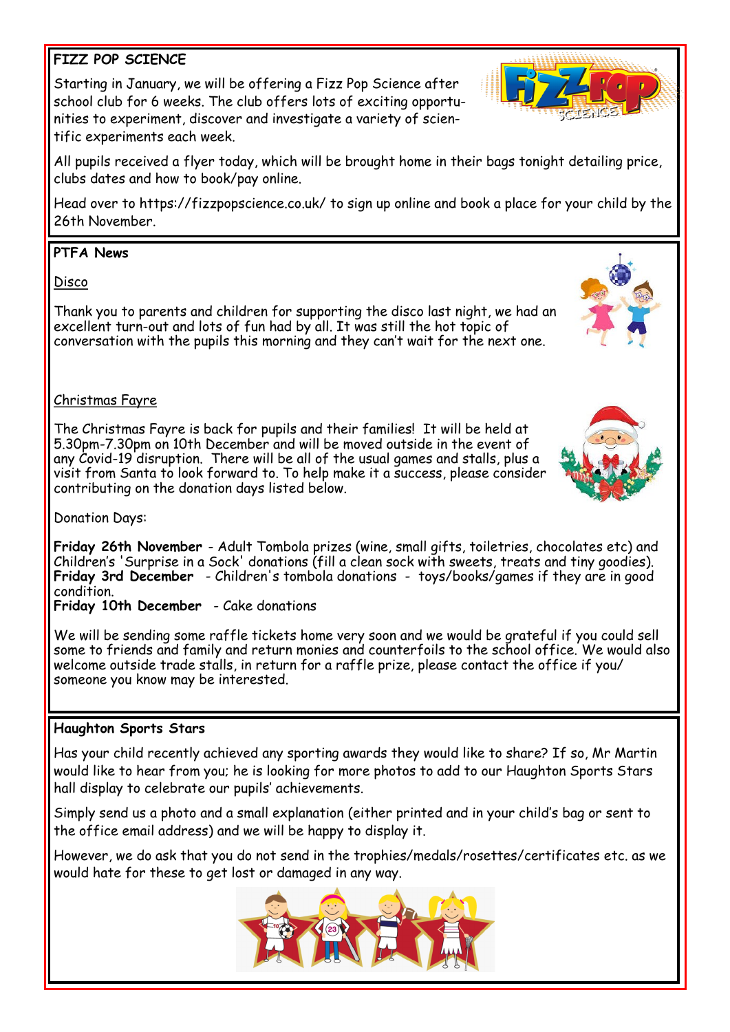## FIZZ POP SCIENCE

Starting in January, we will be offering a Fizz Pop Science after school club for 6 weeks. The club offers lots of exciting opportunities to experiment, discover and investigate a variety of scientific experiments each week.

All pupils received a flyer today, which will be brought home in their bags tonight detailing price, clubs dates and how to book/pay online.

Head over to https://fizzpopscience.co.uk/ to sign up online and book a place for your child by the 26th November.

## PTFA News

### Disco

Thank you to parents and children for supporting the disco last night, we had an excellent turn-out and lots of fun had by all. It was still the hot topic of conversation with the pupils this morning and they can't wait for the next one.

### Christmas Fayre

The Christmas Fayre is back for pupils and their families! It will be held at 5.30pm-7.30pm on 10th December and will be moved outside in the event of any Covid-19 disruption. There will be all of the usual games and stalls, plus a visit from Santa to look forward to. To help make it a success, please consider contributing on the donation days listed below.

Donation Days:

**Friday 26th November** - Adult Tombola prizes (wine, small gifts, toiletries, chocolates etc) and Children's 'Surprise in a Sock' donations (fill a clean sock with sweets, treats and tiny goodies).
**Friday 3rd December** - Children's tombola donations - toys/books/games if they are in good condition.
**Friday 10th December** - Cake donations

We will be sending some raffle tickets home very soon and we would be grateful if you could sell some to friends and family and return monies and counterfoils to the school office. We would also welcome outside trade stalls, in return for a raffle prize, please contact the office if you/someone you know may be interested.

## Haughton Sports Stars

Has your child recently achieved any sporting awards they would like to share? If so, Mr Martin would like to hear from you; he is looking for more photos to add to our Haughton Sports Stars hall display to celebrate our pupils' achievements.

Simply send us a photo and a small explanation (either printed and in your child's bag or sent to the office email address) and we will be happy to display it.

However, we do ask that you do not send in the trophies/medals/rosettes/certificates etc. as we would hate for these to get lost or damaged in any way.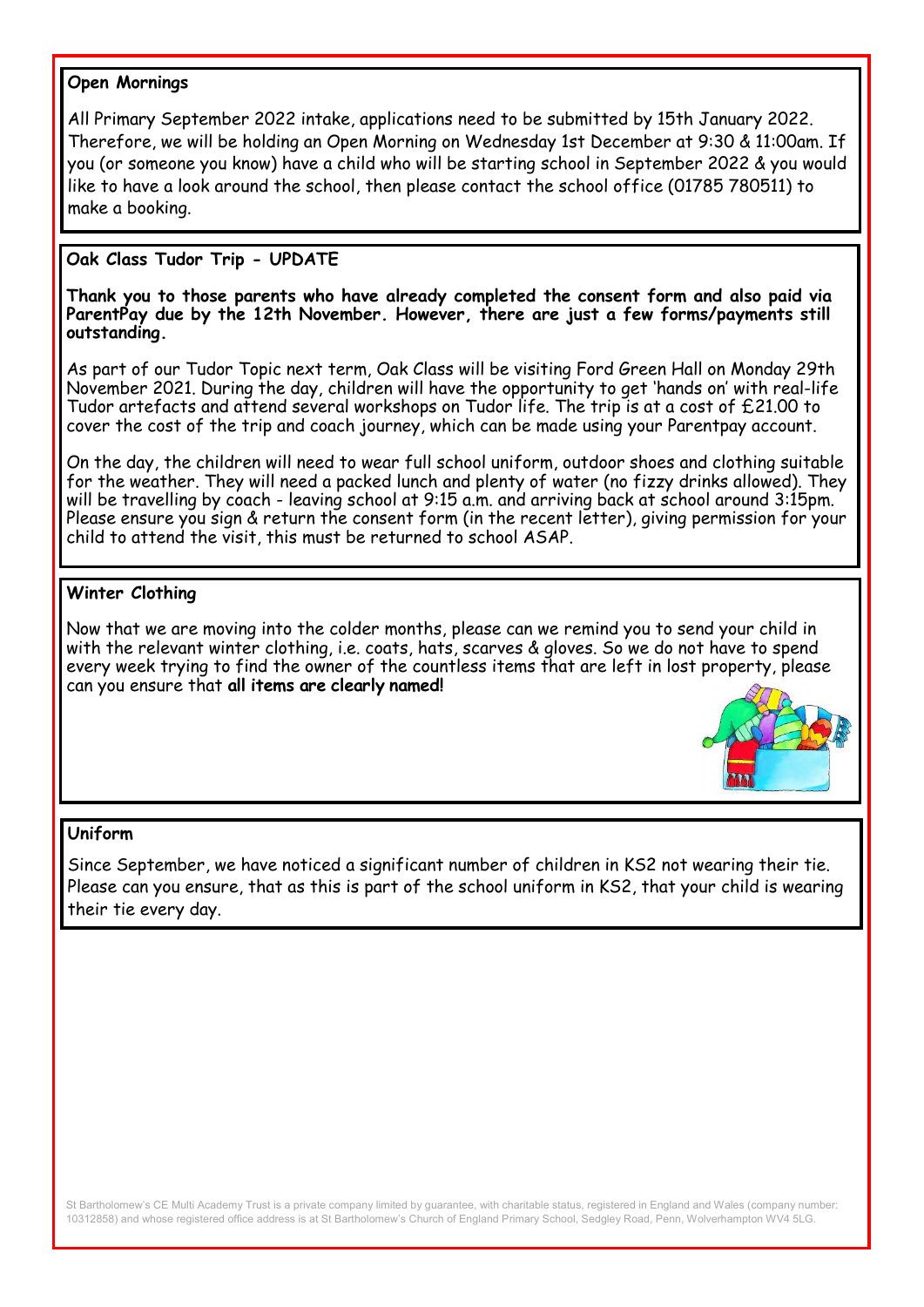## Open Mornings

All Primary September 2022 intake, applications need to be submitted by 15th January 2022. Therefore, we will be holding an Open Morning on Wednesday 1st December at 9:30 & 11:00am. If you (or someone you know) have a child who will be starting school in September 2022 & you would like to have a look around the school, then please contact the school office (01785 780511) to make a booking.

## Oak Class Tudor Trip - UPDATE

**Thank you to those parents who have already completed the consent form and also paid via ParentPay due by the 12th November. However, there are just a few forms/payments still outstanding.**

As part of our Tudor Topic next term, Oak Class will be visiting Ford Green Hall on Monday 29th November 2021. During the day, children will have the opportunity to get 'hands on' with real-life Tudor artefacts and attend several workshops on Tudor life. The trip is at a cost of £21.00 to cover the cost of the trip and coach journey, which can be made using your Parentpay account.

On the day, the children will need to wear full school uniform, outdoor shoes and clothing suitable for the weather. They will need a packed lunch and plenty of water (no fizzy drinks allowed). They will be travelling by coach - leaving school at 9:15 a.m. and arriving back at school around 3:15pm. Please ensure you sign & return the consent form (in the recent letter), giving permission for your child to attend the visit, this must be returned to school ASAP.

## Winter Clothing

Now that we are moving into the colder months, please can we remind you to send your child in with the relevant winter clothing, i.e. coats, hats, scarves & gloves. So we do not have to spend every week trying to find the owner of the countless items that are left in lost property, please can you ensure that **all items are clearly named!**

## Uniform

Since September, we have noticed a significant number of children in KS2 not wearing their tie. Please can you ensure, that as this is part of the school uniform in KS2, that your child is wearing their tie every day.

St Bartholomew's CE Multi Academy Trust is a private company limited by guarantee, with charitable status, registered in England and Wales (company number: 10312858) and whose registered office address is at St Bartholomew's Church of England Primary School, Sedgley Road, Penn, Wolverhampton WV4 5LG.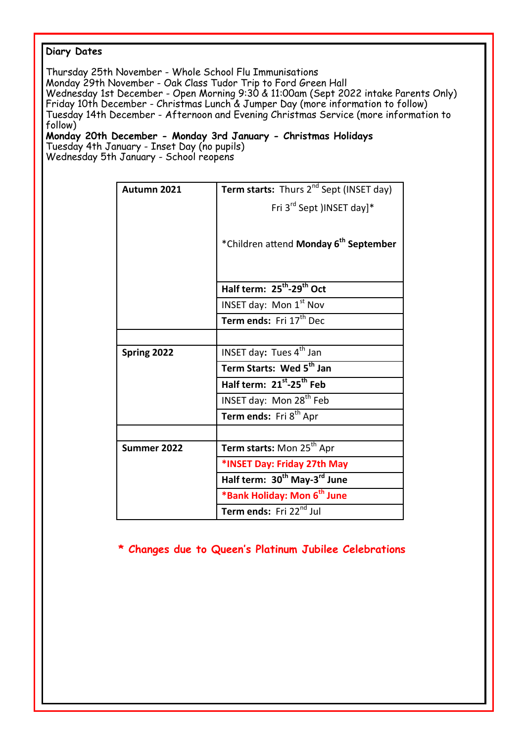**Diary Dates**

Thursday 25th November - Whole School Flu Immunisations
Monday 29th November - Oak Class Tudor Trip to Ford Green Hall
Wednesday 1st December - Open Morning 9:30 & 11:00am (Sept 2022 intake Parents Only)
Friday 10th December - Christmas Lunch & Jumper Day (more information to follow)
Tuesday 14th December - Afternoon and Evening Christmas Service (more information to follow)
**Monday 20th December - Monday 3rd January - Christmas Holidays**
Tuesday 4th January - Inset Day (no pupils)
Wednesday 5th January - School reopens

| | |
|---|---|
| **Autumn 2021** | **Term starts:** Thurs 2nd Sept (INSET day)<br>Fri 3rd Sept )INSET day]*<br><br>*Children attend **Monday 6th September** |
| | **Half term: 25th-29th Oct** |
| | INSET day: Mon 1st Nov |
| | **Term ends:** Fri 17th Dec |
| | |
| **Spring 2022** | INSET day**:** Tues 4th Jan |
| | **Term Starts: Wed 5th Jan** |
| | **Half term: 21st-25th Feb** |
| | INSET day: Mon 28th Feb |
| | **Term ends:** Fri 8th Apr |
| | |
| **Summer 2022** | **Term starts:** Mon 25th Apr |
| | ***INSET Day: Friday 27th May** |
| | **Half term: 30th May-3rd June** |
| | ***Bank Holiday: Mon 6th June** |
| | **Term ends:** Fri 22nd Jul |

**\* Changes due to Queen's Platinum Jubilee Celebrations**